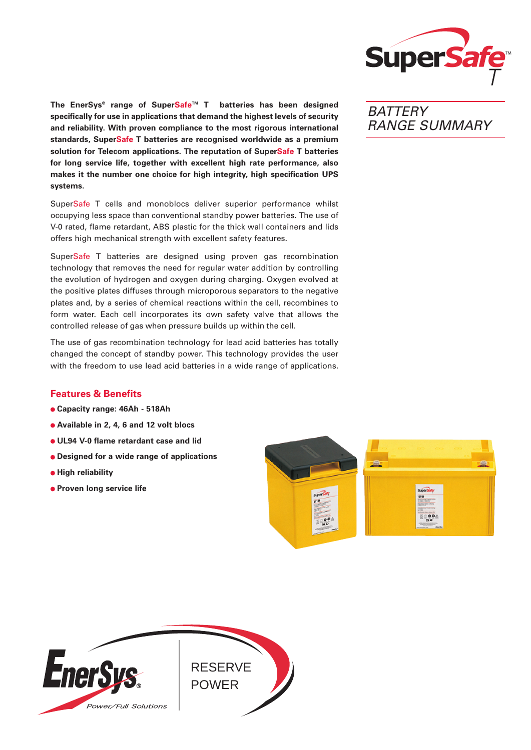# SuperSafe T

## BATTERY RANGE SUMMARY

**The EnerSys® range of SuperSafe™ T batteries has been designed specifically for use in applications that demand the highest levels of security and reliability. With proven compliance to the most rigorous international standards, SuperSafe T batteries are recognised worldwide as a premium solution for Telecom applications. The reputation of SuperSafe T batteries for long service life, together with excellent high rate performance, also makes it the number one choice for high integrity, high specification UPS systems.**

SuperSafe T cells and monoblocs deliver superior performance whilst occupying less space than conventional standby power batteries. The use of V-0 rated, flame retardant, ABS plastic for the thick wall containers and lids offers high mechanical strength with excellent safety features.

SuperSafe T batteries are designed using proven gas recombination technology that removes the need for regular water addition by controlling the evolution of hydrogen and oxygen during charging. Oxygen evolved at the positive plates diffuses through microporous separators to the negative plates and, by a series of chemical reactions within the cell, recombines to form water. Each cell incorporates its own safety valve that allows the controlled release of gas when pressure builds up within the cell.

The use of gas recombination technology for lead acid batteries has totally changed the concept of standby power. This technology provides the user with the freedom to use lead acid batteries in a wide range of applications.

### Features & Benefits

- **Capacity range: 46Ah - 518Ah**
- **Available in 2, 4, 6 and 12 volt blocs**
- **UL94 V-0 flame retardant case and lid**
- **Designed for a wide range of applications**
- **High reliability**
- **Proven long service life**

EnerSys® Power/Full Solutions

RESERVE POWER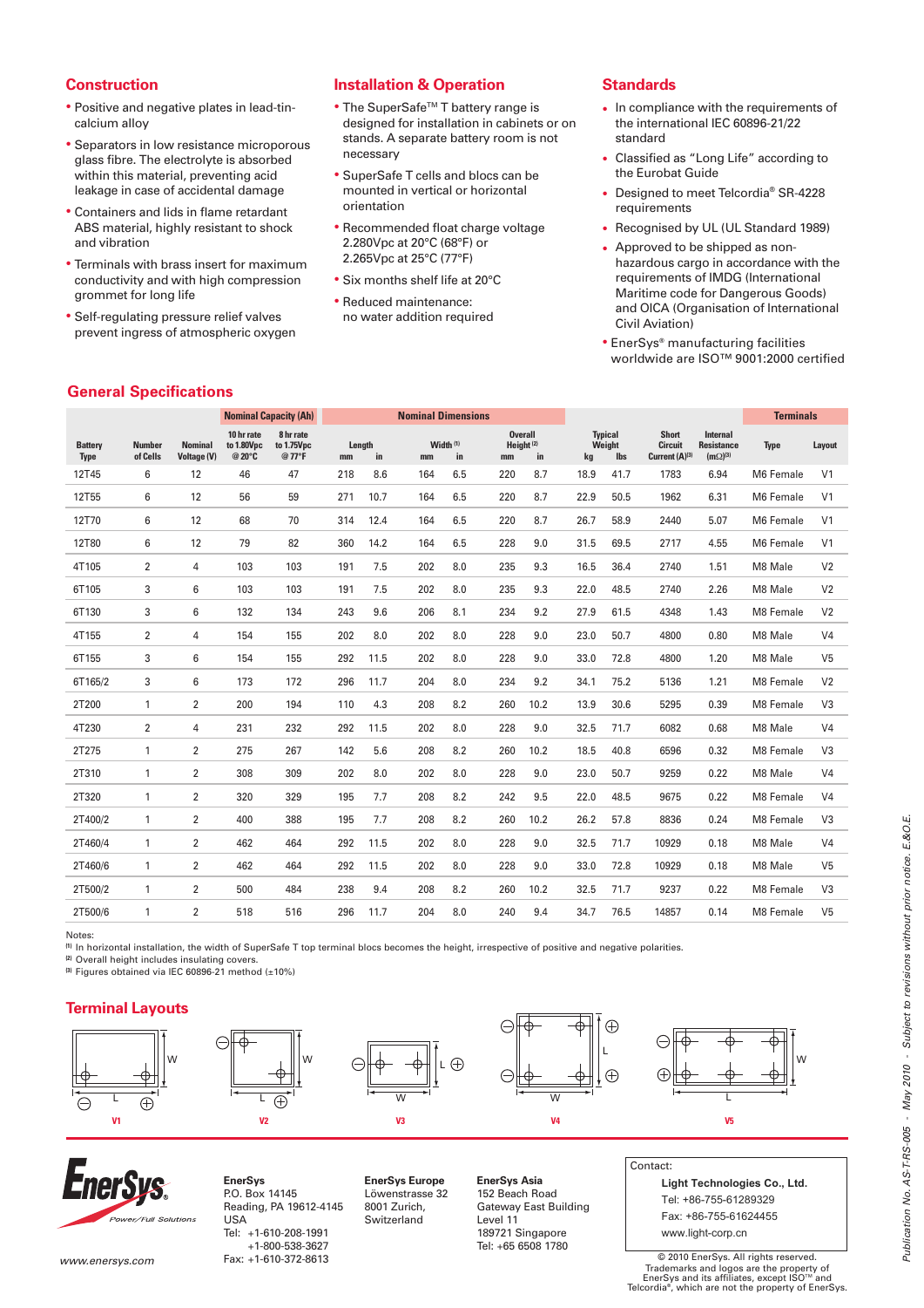## Construction

- Positive and negative plates in lead-tin-calcium alloy
- Separators in low resistance microporous glass fibre. The electrolyte is absorbed within this material, preventing acid leakage in case of accidental damage
- Containers and lids in flame retardant ABS material, highly resistant to shock and vibration
- Terminals with brass insert for maximum conductivity and with high compression grommet for long life
- Self-regulating pressure relief valves prevent ingress of atmospheric oxygen

## Installation & Operation

- The SuperSafe™ T battery range is designed for installation in cabinets or on stands. A separate battery room is not necessary
- SuperSafe T cells and blocs can be mounted in vertical or horizontal orientation
- Recommended float charge voltage 2.280Vpc at 20°C (68°F) or 2.265Vpc at 25°C (77°F)
- Six months shelf life at 20°C
- Reduced maintenance: no water addition required

## Standards

- In compliance with the requirements of the international IEC 60896-21/22 standard
- Classified as "Long Life" according to the Eurobat Guide
- Designed to meet Telcordia® SR-4228 requirements
- Recognised by UL (UL Standard 1989)
- Approved to be shipped as non-hazardous cargo in accordance with the requirements of IMDG (International Maritime code for Dangerous Goods) and OICA (Organisation of International Civil Aviation)
- EnerSys® manufacturing facilities worldwide are ISO™ 9001:2000 certified

## General Specifications

| Battery Type | Number of Cells | Nominal Voltage (V) | Nominal Capacity (Ah) 10 hr rate to 1.80Vpc @ 20°C | Nominal Capacity (Ah) 8 hr rate to 1.75Vpc @ 77°F | Length mm | Length in | Width [1] mm | Width [1] in | Overall Height [2] mm | Overall Height [2] in | Typical Weight kg | Typical Weight lbs | Short Circuit Current (A)[3] | Internal Resistance (mΩ)[3] | Terminals Type | Terminals Layout |
|---|---|---|---|---|---|---|---|---|---|---|---|---|---|---|---|---|
| 12T45 | 6 | 12 | 46 | 47 | 218 | 8.6 | 164 | 6.5 | 220 | 8.7 | 18.9 | 41.7 | 1783 | 6.94 | M6 Female | V1 |
| 12T55 | 6 | 12 | 56 | 59 | 271 | 10.7 | 164 | 6.5 | 220 | 8.7 | 22.9 | 50.5 | 1962 | 6.31 | M6 Female | V1 |
| 12T70 | 6 | 12 | 68 | 70 | 314 | 12.4 | 164 | 6.5 | 220 | 8.7 | 26.7 | 58.9 | 2440 | 5.07 | M6 Female | V1 |
| 12T80 | 6 | 12 | 79 | 82 | 360 | 14.2 | 164 | 6.5 | 228 | 9.0 | 31.5 | 69.5 | 2717 | 4.55 | M6 Female | V1 |
| 4T105 | 2 | 4 | 103 | 103 | 191 | 7.5 | 202 | 8.0 | 235 | 9.3 | 16.5 | 36.4 | 2740 | 1.51 | M8 Male | V2 |
| 6T105 | 3 | 6 | 103 | 103 | 191 | 7.5 | 202 | 8.0 | 235 | 9.3 | 22.0 | 48.5 | 2740 | 2.26 | M8 Male | V2 |
| 6T130 | 3 | 6 | 132 | 134 | 243 | 9.6 | 206 | 8.1 | 234 | 9.2 | 27.9 | 61.5 | 4348 | 1.43 | M8 Female | V2 |
| 4T155 | 2 | 4 | 154 | 155 | 202 | 8.0 | 202 | 8.0 | 228 | 9.0 | 23.0 | 50.7 | 4800 | 0.80 | M8 Male | V4 |
| 6T155 | 3 | 6 | 154 | 155 | 292 | 11.5 | 202 | 8.0 | 228 | 9.0 | 33.0 | 72.8 | 4800 | 1.20 | M8 Male | V5 |
| 6T165/2 | 3 | 6 | 173 | 172 | 296 | 11.7 | 204 | 8.0 | 234 | 9.2 | 34.1 | 75.2 | 5136 | 1.21 | M8 Female | V2 |
| 2T200 | 1 | 2 | 200 | 194 | 110 | 4.3 | 208 | 8.2 | 260 | 10.2 | 13.9 | 30.6 | 5295 | 0.39 | M8 Female | V3 |
| 4T230 | 2 | 4 | 231 | 232 | 292 | 11.5 | 202 | 8.0 | 228 | 9.0 | 32.5 | 71.7 | 6082 | 0.68 | M8 Male | V4 |
| 2T275 | 1 | 2 | 275 | 267 | 142 | 5.6 | 208 | 8.2 | 260 | 10.2 | 18.5 | 40.8 | 6596 | 0.32 | M8 Female | V3 |
| 2T310 | 1 | 2 | 308 | 309 | 202 | 8.0 | 202 | 8.0 | 228 | 9.0 | 23.0 | 50.7 | 9259 | 0.22 | M8 Male | V4 |
| 2T320 | 1 | 2 | 320 | 329 | 195 | 7.7 | 208 | 8.2 | 242 | 9.5 | 22.0 | 48.5 | 9675 | 0.22 | M8 Female | V4 |
| 2T400/2 | 1 | 2 | 400 | 388 | 195 | 7.7 | 208 | 8.2 | 260 | 10.2 | 26.2 | 57.8 | 8836 | 0.24 | M8 Female | V3 |
| 2T460/4 | 1 | 2 | 462 | 464 | 292 | 11.5 | 202 | 8.0 | 228 | 9.0 | 32.5 | 71.7 | 10929 | 0.18 | M8 Male | V4 |
| 2T460/6 | 1 | 2 | 462 | 464 | 292 | 11.5 | 202 | 8.0 | 228 | 9.0 | 33.0 | 72.8 | 10929 | 0.18 | M8 Male | V5 |
| 2T500/2 | 1 | 2 | 500 | 484 | 238 | 9.4 | 208 | 8.2 | 260 | 10.2 | 32.5 | 71.7 | 9237 | 0.22 | M8 Female | V3 |
| 2T500/6 | 1 | 2 | 518 | 516 | 296 | 11.7 | 204 | 8.0 | 240 | 9.4 | 34.7 | 76.5 | 14857 | 0.14 | M8 Female | V5 |

Notes:
[1] In horizontal installation, the width of SuperSafe T top terminal blocs becomes the height, irrespective of positive and negative polarities.
[2] Overall height includes insulating covers.
[3] Figures obtained via IEC 60896-21 method (±10%)

## Terminal Layouts

V1 V2 V3 V4 V5

www.enersys.com

**EnerSys**
P.O. Box 14145
Reading, PA 19612-4145
USA
Tel: +1-610-208-1991
+1-800-538-3627
Fax: +1-610-372-8613

**EnerSys Europe**
Löwenstrasse 32
8001 Zurich,
Switzerland

**EnerSys Asia**
152 Beach Road
Gateway East Building
Level 11
189721 Singapore
Tel: +65 6508 1780

Contact:
**Light Technologies Co., Ltd.**
Tel: +86-755-61289329
Fax: +86-755-61624455
www.light-corp.cn

© 2010 EnerSys. All rights reserved. Trademarks and logos are the property of EnerSys and its affiliates, except ISO™ and Telcordia®, which are not the property of EnerSys.

Publication No. AS-T-RS-005 - May 2010 - Subject to revisions without prior notice. E.&O.E.